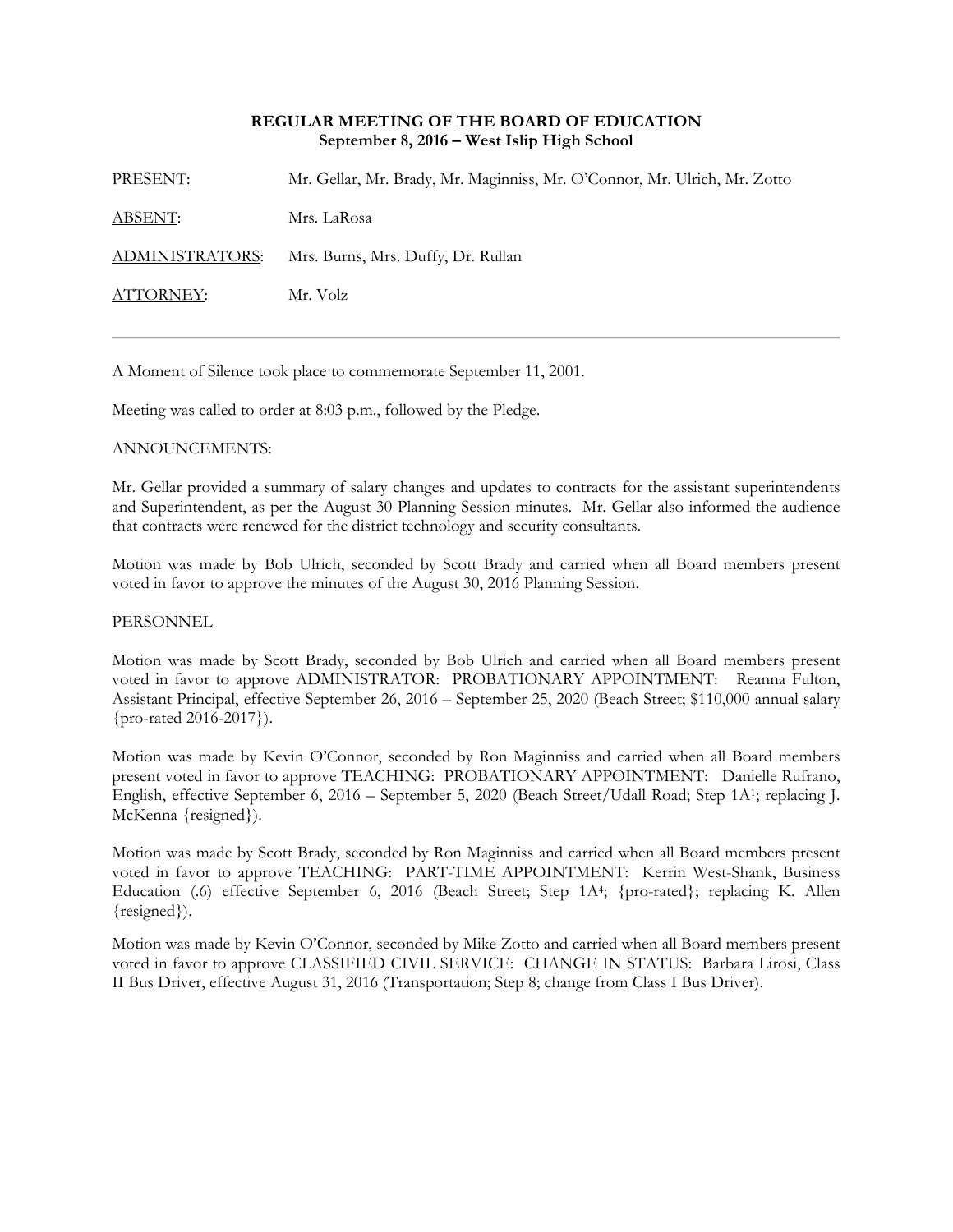**REGULAR MEETING OF THE BOARD OF EDUCATION**
**September 8, 2016 – West Islip High School**

PRESENT: Mr. Gellar, Mr. Brady, Mr. Maginniss, Mr. O'Connor, Mr. Ulrich, Mr. Zotto

ABSENT: Mrs. LaRosa

ADMINISTRATORS: Mrs. Burns, Mrs. Duffy, Dr. Rullan

ATTORNEY: Mr. Volz

---

A Moment of Silence took place to commemorate September 11, 2001.

Meeting was called to order at 8:03 p.m., followed by the Pledge.

ANNOUNCEMENTS:

Mr. Gellar provided a summary of salary changes and updates to contracts for the assistant superintendents and Superintendent, as per the August 30 Planning Session minutes. Mr. Gellar also informed the audience that contracts were renewed for the district technology and security consultants.

Motion was made by Bob Ulrich, seconded by Scott Brady and carried when all Board members present voted in favor to approve the minutes of the August 30, 2016 Planning Session.

PERSONNEL

Motion was made by Scott Brady, seconded by Bob Ulrich and carried when all Board members present voted in favor to approve ADMINISTRATOR: PROBATIONARY APPOINTMENT: Reanna Fulton, Assistant Principal, effective September 26, 2016 – September 25, 2020 (Beach Street; $110,000 annual salary {pro-rated 2016-2017}).

Motion was made by Kevin O'Connor, seconded by Ron Maginniss and carried when all Board members present voted in favor to approve TEACHING: PROBATIONARY APPOINTMENT: Danielle Rufrano, English, effective September 6, 2016 – September 5, 2020 (Beach Street/Udall Road; Step 1A[1]; replacing J. McKenna {resigned}).

Motion was made by Scott Brady, seconded by Ron Maginniss and carried when all Board members present voted in favor to approve TEACHING: PART-TIME APPOINTMENT: Kerrin West-Shank, Business Education (.6) effective September 6, 2016 (Beach Street; Step 1A[4]; {pro-rated}; replacing K. Allen {resigned}).

Motion was made by Kevin O'Connor, seconded by Mike Zotto and carried when all Board members present voted in favor to approve CLASSIFIED CIVIL SERVICE: CHANGE IN STATUS: Barbara Lirosi, Class II Bus Driver, effective August 31, 2016 (Transportation; Step 8; change from Class I Bus Driver).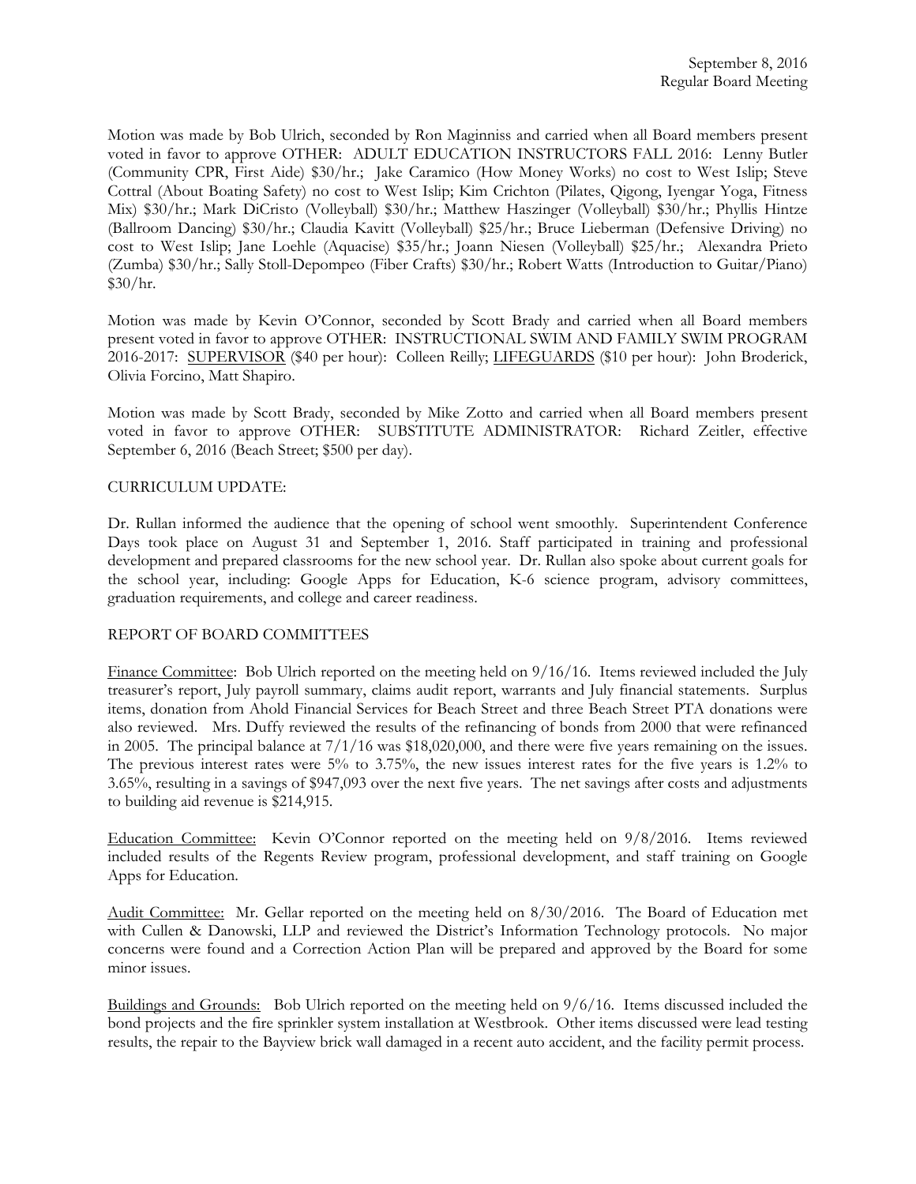Motion was made by Bob Ulrich, seconded by Ron Maginniss and carried when all Board members present voted in favor to approve OTHER: ADULT EDUCATION INSTRUCTORS FALL 2016: Lenny Butler (Community CPR, First Aide) $30/hr.; Jake Caramico (How Money Works) no cost to West Islip; Steve Cottral (About Boating Safety) no cost to West Islip; Kim Crichton (Pilates, Qigong, Iyengar Yoga, Fitness Mix) $30/hr.; Mark DiCristo (Volleyball) $30/hr.; Matthew Haszinger (Volleyball) $30/hr.; Phyllis Hintze (Ballroom Dancing) $30/hr.; Claudia Kavitt (Volleyball) $25/hr.; Bruce Lieberman (Defensive Driving) no cost to West Islip; Jane Loehle (Aquacise) $35/hr.; Joann Niesen (Volleyball) $25/hr.; Alexandra Prieto (Zumba) $30/hr.; Sally Stoll-Depompeo (Fiber Crafts) $30/hr.; Robert Watts (Introduction to Guitar/Piano) $30/hr.

Motion was made by Kevin O'Connor, seconded by Scott Brady and carried when all Board members present voted in favor to approve OTHER: INSTRUCTIONAL SWIM AND FAMILY SWIM PROGRAM 2016-2017: SUPERVISOR ($40 per hour): Colleen Reilly; LIFEGUARDS ($10 per hour): John Broderick, Olivia Forcino, Matt Shapiro.

Motion was made by Scott Brady, seconded by Mike Zotto and carried when all Board members present voted in favor to approve OTHER: SUBSTITUTE ADMINISTRATOR: Richard Zeitler, effective September 6, 2016 (Beach Street; $500 per day).

CURRICULUM UPDATE:

Dr. Rullan informed the audience that the opening of school went smoothly. Superintendent Conference Days took place on August 31 and September 1, 2016. Staff participated in training and professional development and prepared classrooms for the new school year. Dr. Rullan also spoke about current goals for the school year, including: Google Apps for Education, K-6 science program, advisory committees, graduation requirements, and college and career readiness.

REPORT OF BOARD COMMITTEES

Finance Committee: Bob Ulrich reported on the meeting held on 9/16/16. Items reviewed included the July treasurer's report, July payroll summary, claims audit report, warrants and July financial statements. Surplus items, donation from Ahold Financial Services for Beach Street and three Beach Street PTA donations were also reviewed. Mrs. Duffy reviewed the results of the refinancing of bonds from 2000 that were refinanced in 2005. The principal balance at 7/1/16 was $18,020,000, and there were five years remaining on the issues. The previous interest rates were 5% to 3.75%, the new issues interest rates for the five years is 1.2% to 3.65%, resulting in a savings of $947,093 over the next five years. The net savings after costs and adjustments to building aid revenue is $214,915.

Education Committee: Kevin O'Connor reported on the meeting held on 9/8/2016. Items reviewed included results of the Regents Review program, professional development, and staff training on Google Apps for Education.

Audit Committee: Mr. Gellar reported on the meeting held on 8/30/2016. The Board of Education met with Cullen & Danowski, LLP and reviewed the District's Information Technology protocols. No major concerns were found and a Correction Action Plan will be prepared and approved by the Board for some minor issues.

Buildings and Grounds: Bob Ulrich reported on the meeting held on 9/6/16. Items discussed included the bond projects and the fire sprinkler system installation at Westbrook. Other items discussed were lead testing results, the repair to the Bayview brick wall damaged in a recent auto accident, and the facility permit process.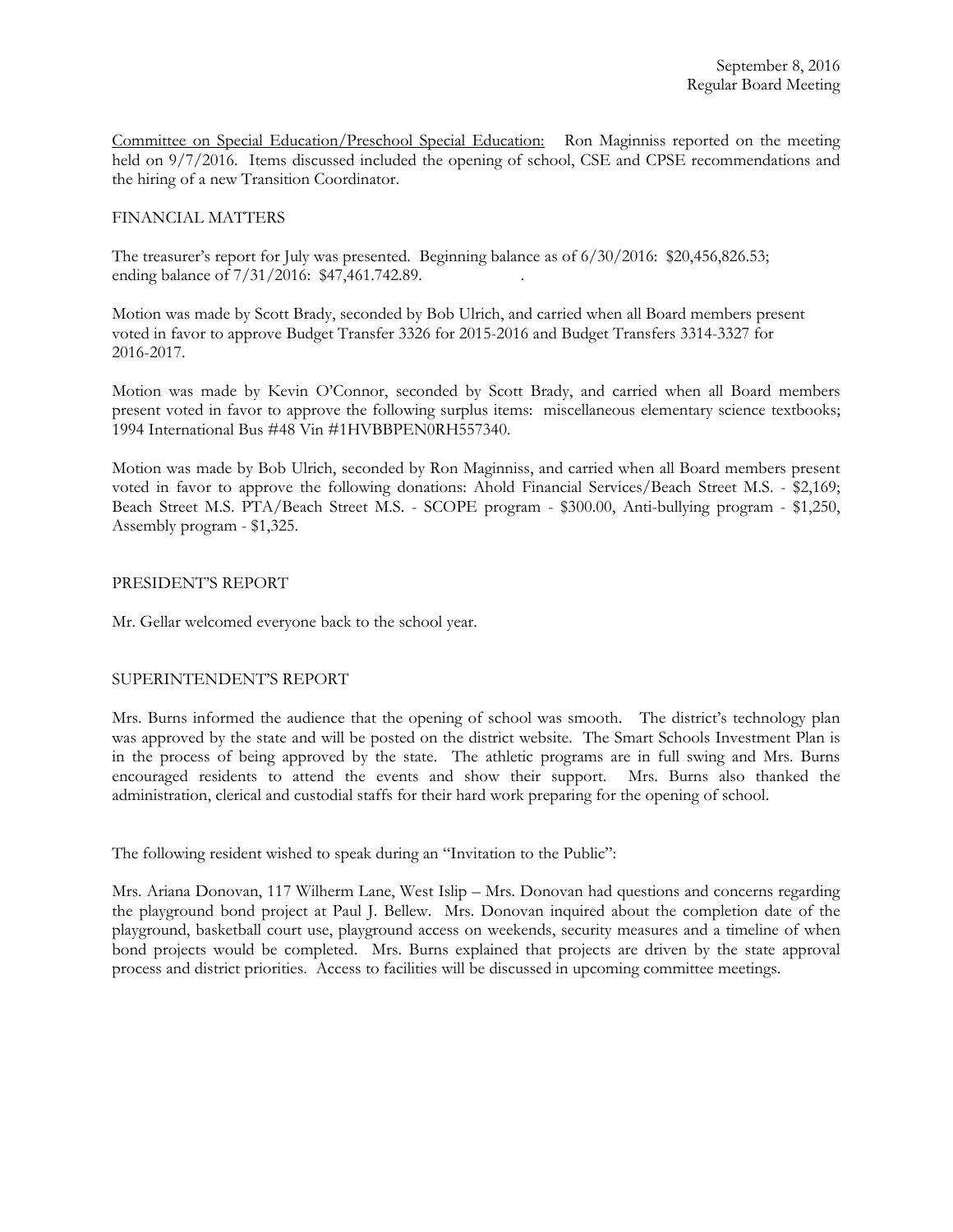Committee on Special Education/Preschool Special Education: Ron Maginniss reported on the meeting held on 9/7/2016. Items discussed included the opening of school, CSE and CPSE recommendations and the hiring of a new Transition Coordinator.

FINANCIAL MATTERS

The treasurer's report for July was presented. Beginning balance as of 6/30/2016: $20,456,826.53; ending balance of 7/31/2016: $47,461.742.89.

Motion was made by Scott Brady, seconded by Bob Ulrich, and carried when all Board members present voted in favor to approve Budget Transfer 3326 for 2015-2016 and Budget Transfers 3314-3327 for 2016-2017.

Motion was made by Kevin O'Connor, seconded by Scott Brady, and carried when all Board members present voted in favor to approve the following surplus items: miscellaneous elementary science textbooks; 1994 International Bus #48 Vin #1HVBBPEN0RH557340.

Motion was made by Bob Ulrich, seconded by Ron Maginniss, and carried when all Board members present voted in favor to approve the following donations: Ahold Financial Services/Beach Street M.S. - $2,169; Beach Street M.S. PTA/Beach Street M.S. - SCOPE program - $300.00, Anti-bullying program - $1,250, Assembly program - $1,325.

PRESIDENT'S REPORT

Mr. Gellar welcomed everyone back to the school year.

SUPERINTENDENT'S REPORT

Mrs. Burns informed the audience that the opening of school was smooth. The district's technology plan was approved by the state and will be posted on the district website. The Smart Schools Investment Plan is in the process of being approved by the state. The athletic programs are in full swing and Mrs. Burns encouraged residents to attend the events and show their support. Mrs. Burns also thanked the administration, clerical and custodial staffs for their hard work preparing for the opening of school.

The following resident wished to speak during an "Invitation to the Public":

Mrs. Ariana Donovan, 117 Wilherm Lane, West Islip – Mrs. Donovan had questions and concerns regarding the playground bond project at Paul J. Bellew. Mrs. Donovan inquired about the completion date of the playground, basketball court use, playground access on weekends, security measures and a timeline of when bond projects would be completed. Mrs. Burns explained that projects are driven by the state approval process and district priorities. Access to facilities will be discussed in upcoming committee meetings.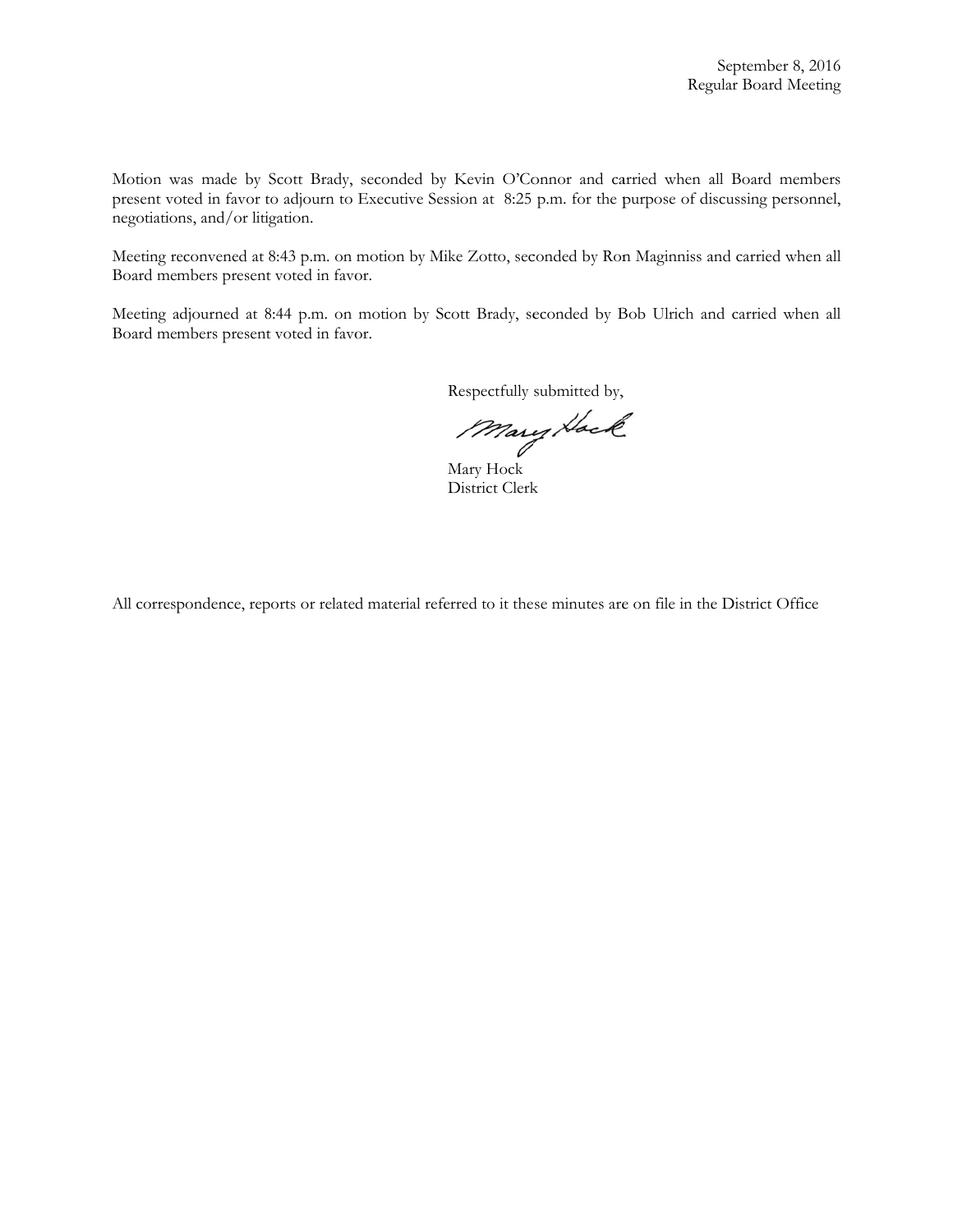Motion was made by Scott Brady, seconded by Kevin O'Connor and carried when all Board members present voted in favor to adjourn to Executive Session at 8:25 p.m. for the purpose of discussing personnel, negotiations, and/or litigation.

Meeting reconvened at 8:43 p.m. on motion by Mike Zotto, seconded by Ron Maginniss and carried when all Board members present voted in favor.

Meeting adjourned at 8:44 p.m. on motion by Scott Brady, seconded by Bob Ulrich and carried when all Board members present voted in favor.

Respectfully submitted by,

Mary Hock
District Clerk

All correspondence, reports or related material referred to it these minutes are on file in the District Office